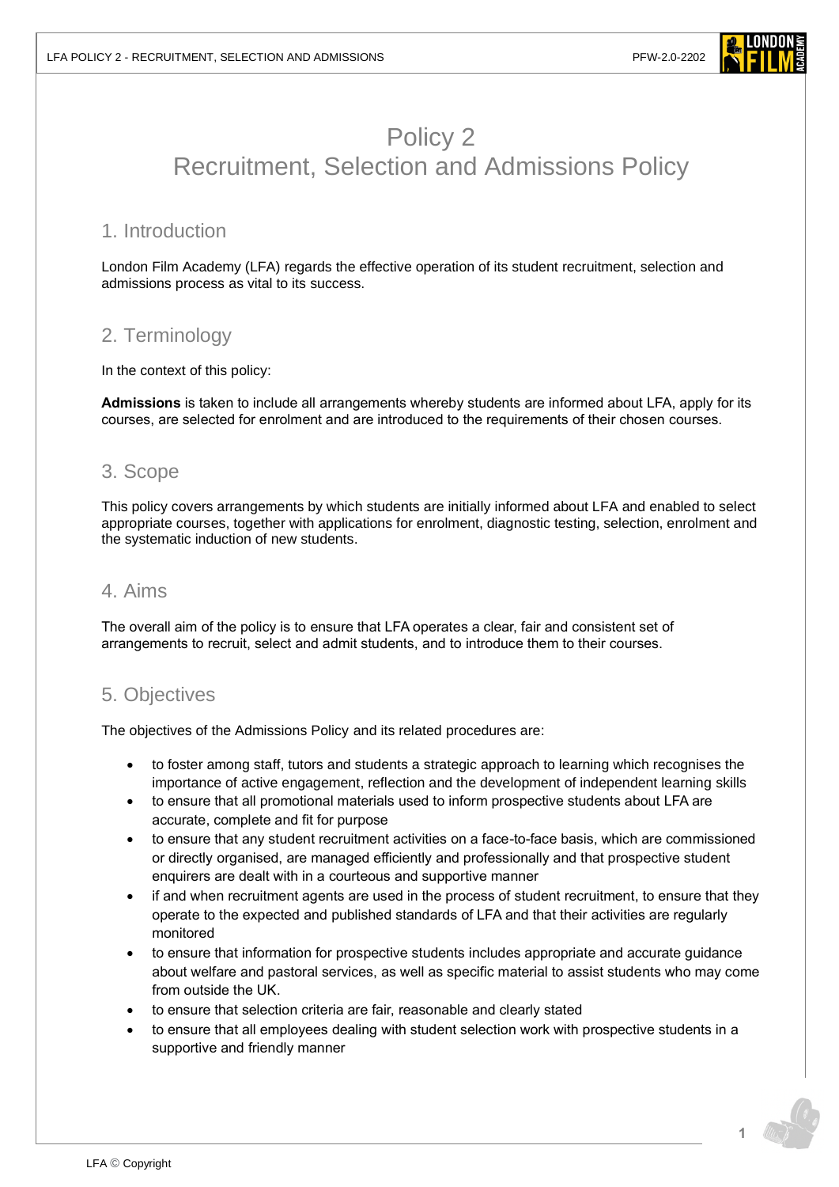# Policy 2
# Recruitment, Selection and Admissions Policy

## 1. Introduction

London Film Academy (LFA) regards the effective operation of its student recruitment, selection and admissions process as vital to its success.

## 2. Terminology

In the context of this policy:

**Admissions** is taken to include all arrangements whereby students are informed about LFA, apply for its courses, are selected for enrolment and are introduced to the requirements of their chosen courses.

## 3. Scope

This policy covers arrangements by which students are initially informed about LFA and enabled to select appropriate courses, together with applications for enrolment, diagnostic testing, selection, enrolment and the systematic induction of new students.

## 4. Aims

The overall aim of the policy is to ensure that LFA operates a clear, fair and consistent set of arrangements to recruit, select and admit students, and to introduce them to their courses.

## 5. Objectives

The objectives of the Admissions Policy and its related procedures are:

- to foster among staff, tutors and students a strategic approach to learning which recognises the importance of active engagement, reflection and the development of independent learning skills
- to ensure that all promotional materials used to inform prospective students about LFA are accurate, complete and fit for purpose
- to ensure that any student recruitment activities on a face-to-face basis, which are commissioned or directly organised, are managed efficiently and professionally and that prospective student enquirers are dealt with in a courteous and supportive manner
- if and when recruitment agents are used in the process of student recruitment, to ensure that they operate to the expected and published standards of LFA and that their activities are regularly monitored
- to ensure that information for prospective students includes appropriate and accurate guidance about welfare and pastoral services, as well as specific material to assist students who may come from outside the UK.
- to ensure that selection criteria are fair, reasonable and clearly stated
- to ensure that all employees dealing with student selection work with prospective students in a supportive and friendly manner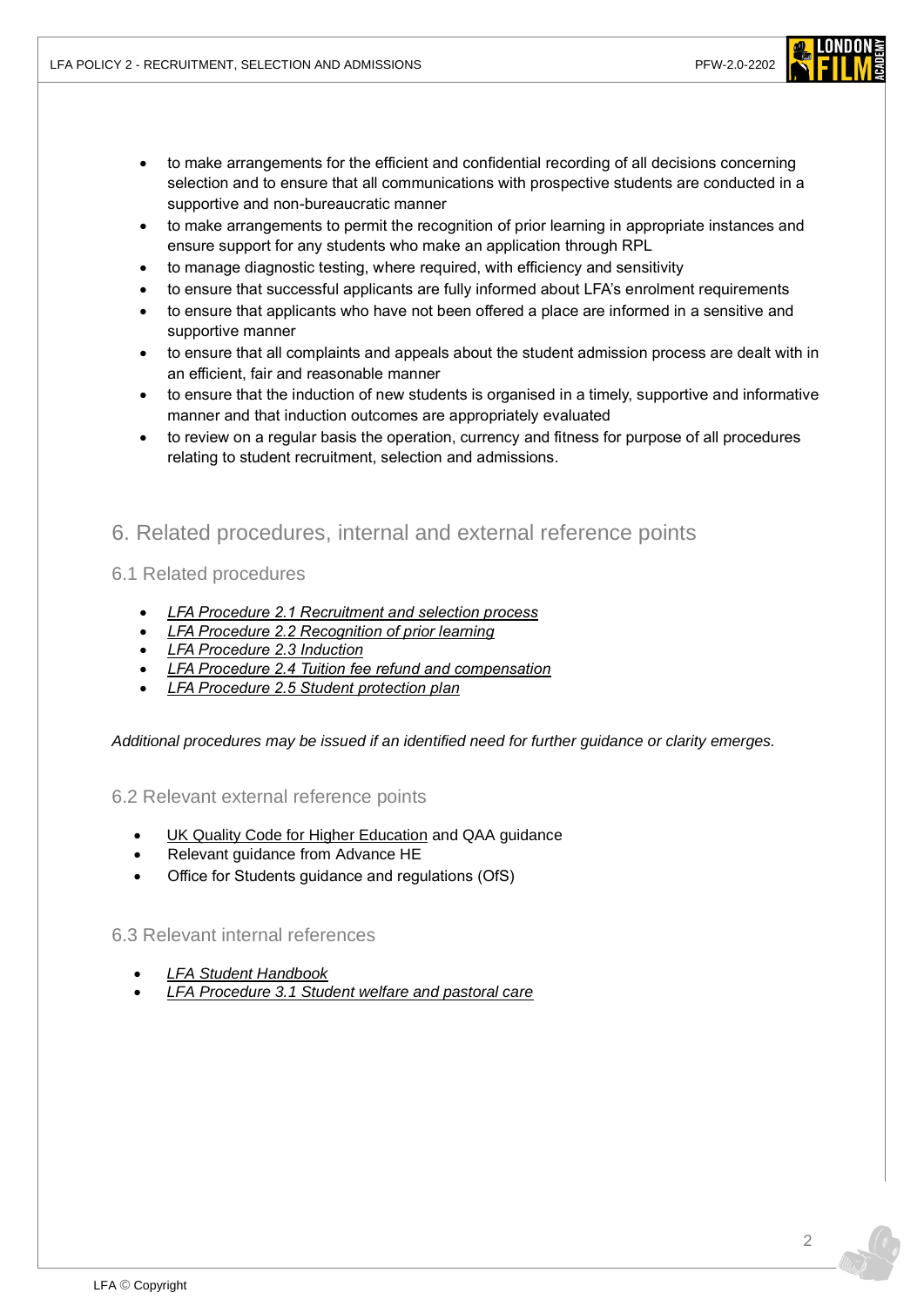- to make arrangements for the efficient and confidential recording of all decisions concerning selection and to ensure that all communications with prospective students are conducted in a supportive and non-bureaucratic manner
- to make arrangements to permit the recognition of prior learning in appropriate instances and ensure support for any students who make an application through RPL
- to manage diagnostic testing, where required, with efficiency and sensitivity
- to ensure that successful applicants are fully informed about LFA's enrolment requirements
- to ensure that applicants who have not been offered a place are informed in a sensitive and supportive manner
- to ensure that all complaints and appeals about the student admission process are dealt with in an efficient, fair and reasonable manner
- to ensure that the induction of new students is organised in a timely, supportive and informative manner and that induction outcomes are appropriately evaluated
- to review on a regular basis the operation, currency and fitness for purpose of all procedures relating to student recruitment, selection and admissions.

## 6. Related procedures, internal and external reference points

### 6.1 Related procedures

- *LFA Procedure 2.1 Recruitment and selection process*
- *LFA Procedure 2.2 Recognition of prior learning*
- *LFA Procedure 2.3 Induction*
- *LFA Procedure 2.4 Tuition fee refund and compensation*
- *LFA Procedure 2.5 Student protection plan*

*Additional procedures may be issued if an identified need for further guidance or clarity emerges.*

### 6.2 Relevant external reference points

- UK Quality Code for Higher Education and QAA guidance
- Relevant guidance from Advance HE
- Office for Students guidance and regulations (OfS)

### 6.3 Relevant internal references

- *LFA Student Handbook*
- *LFA Procedure 3.1 Student welfare and pastoral care*